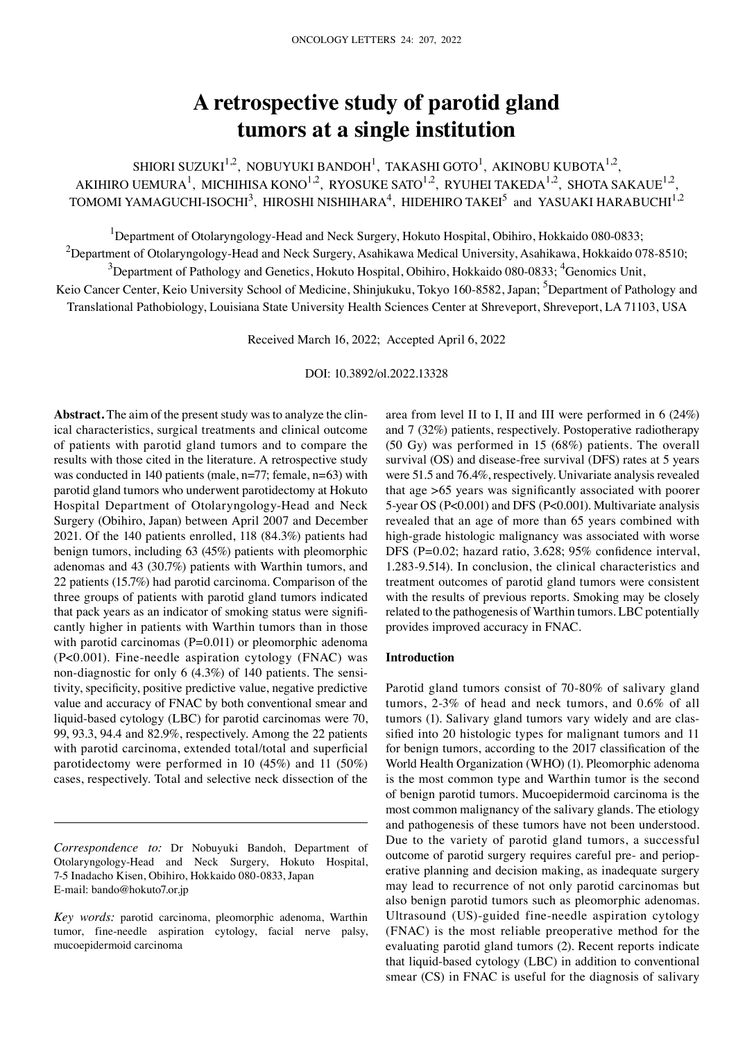# A retrospective study of parotid gland tumors at a single institution

SHIORI SUZUKI[1,2], NOBUYUKI BANDOH[1], TAKASHI GOTO[1], AKINOBU KUBOTA[1,2], AKIHIRO UEMURA[1], MICHIHISA KONO[1,2], RYOSUKE SATO[1,2], RYUHEI TAKEDA[1,2], SHOTA SAKAUE[1,2], TOMOMI YAMAGUCHI-ISOCHI[3], HIROSHI NISHIHARA[4], HIDEHIRO TAKEI[5] and YASUAKI HARABUCHI[1,2]

[1]Department of Otolaryngology-Head and Neck Surgery, Hokuto Hospital, Obihiro, Hokkaido 080-0833; [2]Department of Otolaryngology-Head and Neck Surgery, Asahikawa Medical University, Asahikawa, Hokkaido 078-8510; [3]Department of Pathology and Genetics, Hokuto Hospital, Obihiro, Hokkaido 080-0833; [4]Genomics Unit, Keio Cancer Center, Keio University School of Medicine, Shinjukuku, Tokyo 160-8582, Japan; [5]Department of Pathology and Translational Pathobiology, Louisiana State University Health Sciences Center at Shreveport, Shreveport, LA 71103, USA

Received March 16, 2022; Accepted April 6, 2022

DOI: 10.3892/ol.2022.13328

**Abstract.** The aim of the present study was to analyze the clinical characteristics, surgical treatments and clinical outcome of patients with parotid gland tumors and to compare the results with those cited in the literature. A retrospective study was conducted in 140 patients (male, n=77; female, n=63) with parotid gland tumors who underwent parotidectomy at Hokuto Hospital Department of Otolaryngology-Head and Neck Surgery (Obihiro, Japan) between April 2007 and December 2021. Of the 140 patients enrolled, 118 (84.3%) patients had benign tumors, including 63 (45%) patients with pleomorphic adenomas and 43 (30.7%) patients with Warthin tumors, and 22 patients (15.7%) had parotid carcinoma. Comparison of the three groups of patients with parotid gland tumors indicated that pack years as an indicator of smoking status were significantly higher in patients with Warthin tumors than in those with parotid carcinomas (P=0.011) or pleomorphic adenoma (P<0.001). Fine-needle aspiration cytology (FNAC) was non-diagnostic for only 6 (4.3%) of 140 patients. The sensitivity, specificity, positive predictive value, negative predictive value and accuracy of FNAC by both conventional smear and liquid-based cytology (LBC) for parotid carcinomas were 70, 99, 93.3, 94.4 and 82.9%, respectively. Among the 22 patients with parotid carcinoma, extended total/total and superficial parotidectomy were performed in 10 (45%) and 11 (50%) cases, respectively. Total and selective neck dissection of the area from level II to I, II and III were performed in 6 (24%) and 7 (32%) patients, respectively. Postoperative radiotherapy (50 Gy) was performed in 15 (68%) patients. The overall survival (OS) and disease-free survival (DFS) rates at 5 years were 51.5 and 76.4%, respectively. Univariate analysis revealed that age >65 years was significantly associated with poorer 5-year OS (P<0.001) and DFS (P<0.001). Multivariate analysis revealed that an age of more than 65 years combined with high-grade histologic malignancy was associated with worse DFS (P=0.02; hazard ratio, 3.628; 95% confidence interval, 1.283-9.514). In conclusion, the clinical characteristics and treatment outcomes of parotid gland tumors were consistent with the results of previous reports. Smoking may be closely related to the pathogenesis of Warthin tumors. LBC potentially provides improved accuracy in FNAC.

*Correspondence to:* Dr Nobuyuki Bandoh, Department of Otolaryngology-Head and Neck Surgery, Hokuto Hospital, 7-5 Inadacho Kisen, Obihiro, Hokkaido 080-0833, Japan
E-mail: bando@hokuto7.or.jp

*Key words:* parotid carcinoma, pleomorphic adenoma, Warthin tumor, fine-needle aspiration cytology, facial nerve palsy, mucoepidermoid carcinoma

## Introduction

Parotid gland tumors consist of 70-80% of salivary gland tumors, 2-3% of head and neck tumors, and 0.6% of all tumors (1). Salivary gland tumors vary widely and are classified into 20 histologic types for malignant tumors and 11 for benign tumors, according to the 2017 classification of the World Health Organization (WHO) (1). Pleomorphic adenoma is the most common type and Warthin tumor is the second of benign parotid tumors. Mucoepidermoid carcinoma is the most common malignancy of the salivary glands. The etiology and pathogenesis of these tumors have not been understood. Due to the variety of parotid gland tumors, a successful outcome of parotid surgery requires careful pre- and perioperative planning and decision making, as inadequate surgery may lead to recurrence of not only parotid carcinomas but also benign parotid tumors such as pleomorphic adenomas. Ultrasound (US)-guided fine-needle aspiration cytology (FNAC) is the most reliable preoperative method for the evaluating parotid gland tumors (2). Recent reports indicate that liquid-based cytology (LBC) in addition to conventional smear (CS) in FNAC is useful for the diagnosis of salivary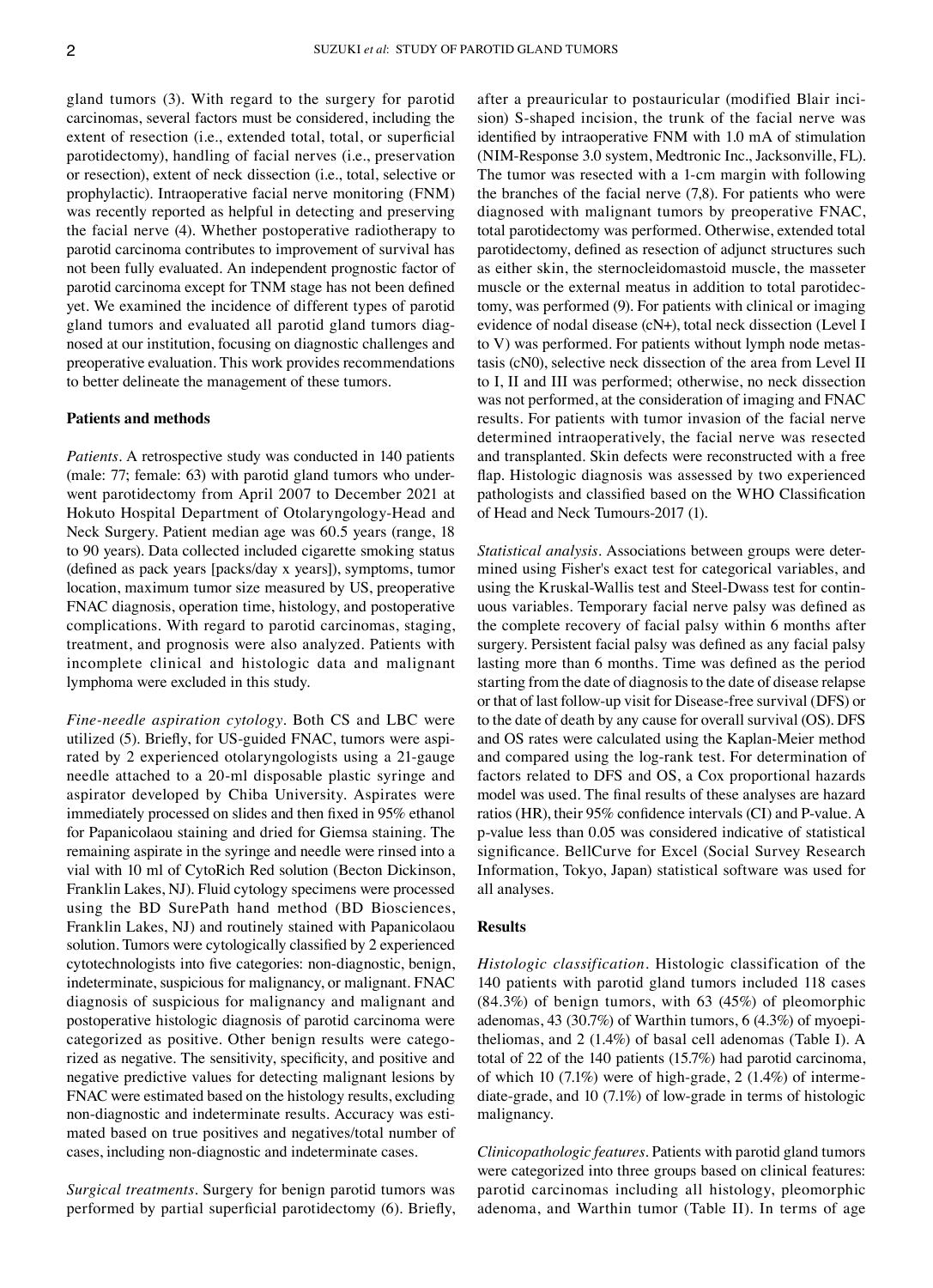gland tumors (3). With regard to the surgery for parotid carcinomas, several factors must be considered, including the extent of resection (i.e., extended total, total, or superficial parotidectomy), handling of facial nerves (i.e., preservation or resection), extent of neck dissection (i.e., total, selective or prophylactic). Intraoperative facial nerve monitoring (FNM) was recently reported as helpful in detecting and preserving the facial nerve (4). Whether postoperative radiotherapy to parotid carcinoma contributes to improvement of survival has not been fully evaluated. An independent prognostic factor of parotid carcinoma except for TNM stage has not been defined yet. We examined the incidence of different types of parotid gland tumors and evaluated all parotid gland tumors diagnosed at our institution, focusing on diagnostic challenges and preoperative evaluation. This work provides recommendations to better delineate the management of these tumors.

## Patients and methods

*Patients.* A retrospective study was conducted in 140 patients (male: 77; female: 63) with parotid gland tumors who underwent parotidectomy from April 2007 to December 2021 at Hokuto Hospital Department of Otolaryngology-Head and Neck Surgery. Patient median age was 60.5 years (range, 18 to 90 years). Data collected included cigarette smoking status (defined as pack years [packs/day x years]), symptoms, tumor location, maximum tumor size measured by US, preoperative FNAC diagnosis, operation time, histology, and postoperative complications. With regard to parotid carcinomas, staging, treatment, and prognosis were also analyzed. Patients with incomplete clinical and histologic data and malignant lymphoma were excluded in this study.

*Fine-needle aspiration cytology.* Both CS and LBC were utilized (5). Briefly, for US-guided FNAC, tumors were aspirated by 2 experienced otolaryngologists using a 21-gauge needle attached to a 20-ml disposable plastic syringe and aspirator developed by Chiba University. Aspirates were immediately processed on slides and then fixed in 95% ethanol for Papanicolaou staining and dried for Giemsa staining. The remaining aspirate in the syringe and needle were rinsed into a vial with 10 ml of CytoRich Red solution (Becton Dickinson, Franklin Lakes, NJ). Fluid cytology specimens were processed using the BD SurePath hand method (BD Biosciences, Franklin Lakes, NJ) and routinely stained with Papanicolaou solution. Tumors were cytologically classified by 2 experienced cytotechnologists into five categories: non-diagnostic, benign, indeterminate, suspicious for malignancy, or malignant. FNAC diagnosis of suspicious for malignancy and malignant and postoperative histologic diagnosis of parotid carcinoma were categorized as positive. Other benign results were categorized as negative. The sensitivity, specificity, and positive and negative predictive values for detecting malignant lesions by FNAC were estimated based on the histology results, excluding non-diagnostic and indeterminate results. Accuracy was estimated based on true positives and negatives/total number of cases, including non-diagnostic and indeterminate cases.

*Surgical treatments.* Surgery for benign parotid tumors was performed by partial superficial parotidectomy (6). Briefly, after a preauricular to postauricular (modified Blair incision) S-shaped incision, the trunk of the facial nerve was identified by intraoperative FNM with 1.0 mA of stimulation (NIM-Response 3.0 system, Medtronic Inc., Jacksonville, FL). The tumor was resected with a 1-cm margin with following the branches of the facial nerve (7,8). For patients who were diagnosed with malignant tumors by preoperative FNAC, total parotidectomy was performed. Otherwise, extended total parotidectomy, defined as resection of adjunct structures such as either skin, the sternocleidomastoid muscle, the masseter muscle or the external meatus in addition to total parotidectomy, was performed (9). For patients with clinical or imaging evidence of nodal disease (cN+), total neck dissection (Level I to V) was performed. For patients without lymph node metastasis (cN0), selective neck dissection of the area from Level II to I, II and III was performed; otherwise, no neck dissection was not performed, at the consideration of imaging and FNAC results. For patients with tumor invasion of the facial nerve determined intraoperatively, the facial nerve was resected and transplanted. Skin defects were reconstructed with a free flap. Histologic diagnosis was assessed by two experienced pathologists and classified based on the WHO Classification of Head and Neck Tumours-2017 (1).

*Statistical analysis.* Associations between groups were determined using Fisher's exact test for categorical variables, and using the Kruskal-Wallis test and Steel-Dwass test for continuous variables. Temporary facial nerve palsy was defined as the complete recovery of facial palsy within 6 months after surgery. Persistent facial palsy was defined as any facial palsy lasting more than 6 months. Time was defined as the period starting from the date of diagnosis to the date of disease relapse or that of last follow-up visit for Disease-free survival (DFS) or to the date of death by any cause for overall survival (OS). DFS and OS rates were calculated using the Kaplan-Meier method and compared using the log-rank test. For determination of factors related to DFS and OS, a Cox proportional hazards model was used. The final results of these analyses are hazard ratios (HR), their 95% confidence intervals (CI) and P-value. A p-value less than 0.05 was considered indicative of statistical significance. BellCurve for Excel (Social Survey Research Information, Tokyo, Japan) statistical software was used for all analyses.

## Results

*Histologic classification.* Histologic classification of the 140 patients with parotid gland tumors included 118 cases (84.3%) of benign tumors, with 63 (45%) of pleomorphic adenomas, 43 (30.7%) of Warthin tumors, 6 (4.3%) of myoepitheliomas, and 2 (1.4%) of basal cell adenomas (Table I). A total of 22 of the 140 patients (15.7%) had parotid carcinoma, of which 10 (7.1%) were of high-grade, 2 (1.4%) of intermediate-grade, and 10 (7.1%) of low-grade in terms of histologic malignancy.

*Clinicopathologic features.* Patients with parotid gland tumors were categorized into three groups based on clinical features: parotid carcinomas including all histology, pleomorphic adenoma, and Warthin tumor (Table II). In terms of age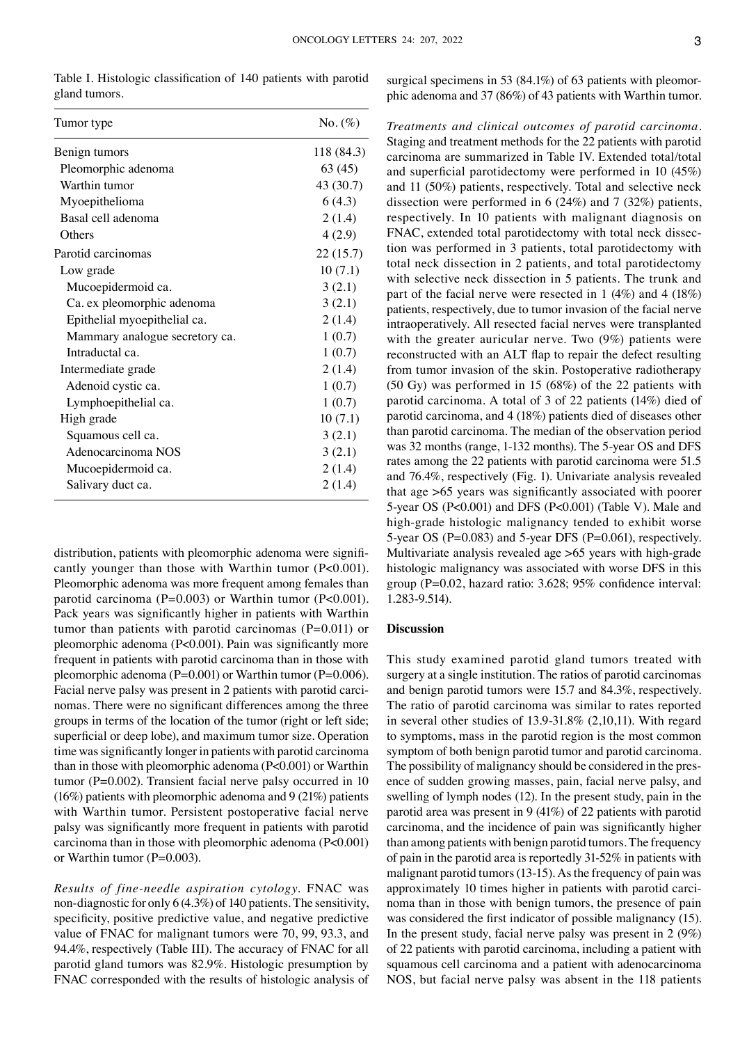Table I. Histologic classification of 140 patients with parotid gland tumors.

| Tumor type | No. (%) |
|---|---|
| Benign tumors | 118 (84.3) |
| Pleomorphic adenoma | 63 (45) |
| Warthin tumor | 43 (30.7) |
| Myoepithelioma | 6 (4.3) |
| Basal cell adenoma | 2 (1.4) |
| Others | 4 (2.9) |
| Parotid carcinomas | 22 (15.7) |
| Low grade | 10 (7.1) |
| Mucoepidermoid ca. | 3 (2.1) |
| Ca. ex pleomorphic adenoma | 3 (2.1) |
| Epithelial myoepithelial ca. | 2 (1.4) |
| Mammary analogue secretory ca. | 1 (0.7) |
| Intraductal ca. | 1 (0.7) |
| Intermediate grade | 2 (1.4) |
| Adenoid cystic ca. | 1 (0.7) |
| Lymphoepithelial ca. | 1 (0.7) |
| High grade | 10 (7.1) |
| Squamous cell ca. | 3 (2.1) |
| Adenocarcinoma NOS | 3 (2.1) |
| Mucoepidermoid ca. | 2 (1.4) |
| Salivary duct ca. | 2 (1.4) |

distribution, patients with pleomorphic adenoma were significantly younger than those with Warthin tumor (P<0.001). Pleomorphic adenoma was more frequent among females than parotid carcinoma (P=0.003) or Warthin tumor (P<0.001). Pack years was significantly higher in patients with Warthin tumor than patients with parotid carcinomas (P=0.011) or pleomorphic adenoma (P<0.001). Pain was significantly more frequent in patients with parotid carcinoma than in those with pleomorphic adenoma (P=0.001) or Warthin tumor (P=0.006). Facial nerve palsy was present in 2 patients with parotid carcinomas. There were no significant differences among the three groups in terms of the location of the tumor (right or left side; superficial or deep lobe), and maximum tumor size. Operation time was significantly longer in patients with parotid carcinoma than in those with pleomorphic adenoma (P<0.001) or Warthin tumor (P=0.002). Transient facial nerve palsy occurred in 10 (16%) patients with pleomorphic adenoma and 9 (21%) patients with Warthin tumor. Persistent postoperative facial nerve palsy was significantly more frequent in patients with parotid carcinoma than in those with pleomorphic adenoma (P<0.001) or Warthin tumor (P=0.003).

*Results of fine-needle aspiration cytology.* FNAC was non-diagnostic for only 6 (4.3%) of 140 patients. The sensitivity, specificity, positive predictive value, and negative predictive value of FNAC for malignant tumors were 70, 99, 93.3, and 94.4%, respectively (Table III). The accuracy of FNAC for all parotid gland tumors was 82.9%. Histologic presumption by FNAC corresponded with the results of histologic analysis of surgical specimens in 53 (84.1%) of 63 patients with pleomorphic adenoma and 37 (86%) of 43 patients with Warthin tumor.

*Treatments and clinical outcomes of parotid carcinoma.* Staging and treatment methods for the 22 patients with parotid carcinoma are summarized in Table IV. Extended total/total and superficial parotidectomy were performed in 10 (45%) and 11 (50%) patients, respectively. Total and selective neck dissection were performed in 6 (24%) and 7 (32%) patients, respectively. In 10 patients with malignant diagnosis on FNAC, extended total parotidectomy with total neck dissection was performed in 3 patients, total parotidectomy with total neck dissection in 2 patients, and total parotidectomy with selective neck dissection in 5 patients. The trunk and part of the facial nerve were resected in 1 (4%) and 4 (18%) patients, respectively, due to tumor invasion of the facial nerve intraoperatively. All resected facial nerves were transplanted with the greater auricular nerve. Two (9%) patients were reconstructed with an ALT flap to repair the defect resulting from tumor invasion of the skin. Postoperative radiotherapy (50 Gy) was performed in 15 (68%) of the 22 patients with parotid carcinoma. A total of 3 of 22 patients (14%) died of parotid carcinoma, and 4 (18%) patients died of diseases other than parotid carcinoma. The median of the observation period was 32 months (range, 1-132 months). The 5-year OS and DFS rates among the 22 patients with parotid carcinoma were 51.5 and 76.4%, respectively (Fig. 1). Univariate analysis revealed that age >65 years was significantly associated with poorer 5-year OS (P<0.001) and DFS (P<0.001) (Table V). Male and high-grade histologic malignancy tended to exhibit worse 5-year OS (P=0.083) and 5-year DFS (P=0.061), respectively. Multivariate analysis revealed age >65 years with high-grade histologic malignancy was associated with worse DFS in this group (P=0.02, hazard ratio: 3.628; 95% confidence interval: 1.283-9.514).

## Discussion

This study examined parotid gland tumors treated with surgery at a single institution. The ratios of parotid carcinomas and benign parotid tumors were 15.7 and 84.3%, respectively. The ratio of parotid carcinoma was similar to rates reported in several other studies of 13.9-31.8% (2,10,11). With regard to symptoms, mass in the parotid region is the most common symptom of both benign parotid tumor and parotid carcinoma. The possibility of malignancy should be considered in the presence of sudden growing masses, pain, facial nerve palsy, and swelling of lymph nodes (12). In the present study, pain in the parotid area was present in 9 (41%) of 22 patients with parotid carcinoma, and the incidence of pain was significantly higher than among patients with benign parotid tumors. The frequency of pain in the parotid area is reportedly 31-52% in patients with malignant parotid tumors (13-15). As the frequency of pain was approximately 10 times higher in patients with parotid carcinoma than in those with benign tumors, the presence of pain was considered the first indicator of possible malignancy (15). In the present study, facial nerve palsy was present in 2 (9%) of 22 patients with parotid carcinoma, including a patient with squamous cell carcinoma and a patient with adenocarcinoma NOS, but facial nerve palsy was absent in the 118 patients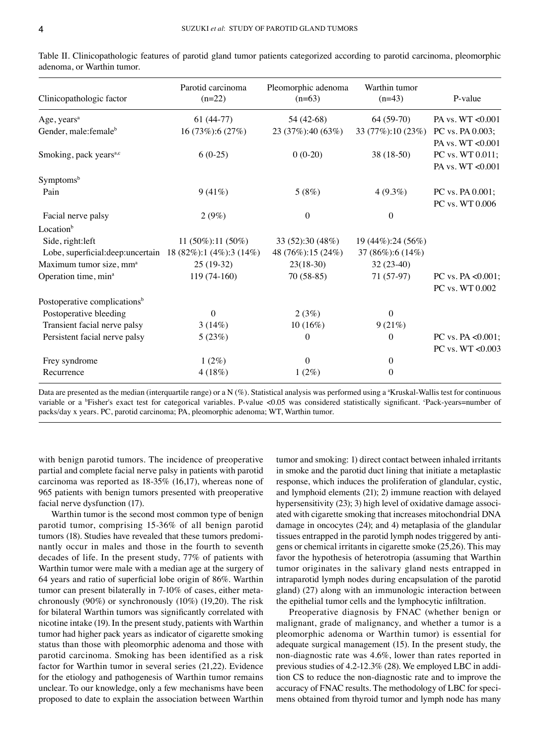Table II. Clinicopathologic features of parotid gland tumor patients categorized according to parotid carcinoma, pleomorphic adenoma, or Warthin tumor.

| Clinicopathologic factor | Parotid carcinoma (n=22) | Pleomorphic adenoma (n=63) | Warthin tumor (n=43) | P-value |
|---|---|---|---|---|
| Age, years[a] | 61 (44-77) | 54 (42-68) | 64 (59-70) | PA vs. WT <0.001 |
| Gender, male:female[b] | 16 (73%):6 (27%) | 23 (37%):40 (63%) | 33 (77%):10 (23%) | PC vs. PA 0.003; PA vs. WT <0.001 |
| Smoking, pack years[a,c] | 6 (0-25) | 0 (0-20) | 38 (18-50) | PC vs. WT 0.011; PA vs. WT <0.001 |
| Symptoms[b] | | | | |
| Pain | 9 (41%) | 5 (8%) | 4 (9.3%) | PC vs. PA 0.001; PC vs. WT 0.006 |
| Facial nerve palsy | 2 (9%) | 0 | 0 | |
| Location[b] | | | | |
| Side, right:left | 11 (50%):11 (50%) | 33 (52):30 (48%) | 19 (44%):24 (56%) | |
| Lobe, superficial:deep:uncertain | 18 (82%):1 (4%):3 (14%) | 48 (76%):15 (24%) | 37 (86%):6 (14%) | |
| Maximum tumor size, mm[a] | 25 (19-32) | 23(18-30) | 32 (23-40) | |
| Operation time, min[a] | 119 (74-160) | 70 (58-85) | 71 (57-97) | PC vs. PA <0.001; PC vs. WT 0.002 |
| Postoperative complications[b] | | | | |
| Postoperative bleeding | 0 | 2 (3%) | 0 | |
| Transient facial nerve palsy | 3 (14%) | 10 (16%) | 9 (21%) | |
| Persistent facial nerve palsy | 5 (23%) | 0 | 0 | PC vs. PA <0.001; PC vs. WT <0.003 |
| Frey syndrome | 1 (2%) | 0 | 0 | |
| Recurrence | 4 (18%) | 1 (2%) | 0 | |

Data are presented as the median (interquartile range) or a N (%). Statistical analysis was performed using a [a]Kruskal-Wallis test for continuous variable or a [b]Fisher's exact test for categorical variables. P-value <0.05 was considered statistically significant. [c]Pack-years=number of packs/day x years. PC, parotid carcinoma; PA, pleomorphic adenoma; WT, Warthin tumor.

with benign parotid tumors. The incidence of preoperative partial and complete facial nerve palsy in patients with parotid carcinoma was reported as 18-35% (16,17), whereas none of 965 patients with benign tumors presented with preoperative facial nerve dysfunction (17).

Warthin tumor is the second most common type of benign parotid tumor, comprising 15-36% of all benign parotid tumors (18). Studies have revealed that these tumors predominantly occur in males and those in the fourth to seventh decades of life. In the present study, 77% of patients with Warthin tumor were male with a median age at the surgery of 64 years and ratio of superficial lobe origin of 86%. Warthin tumor can present bilaterally in 7-10% of cases, either metachronously (90%) or synchronously (10%) (19,20). The risk for bilateral Warthin tumors was significantly correlated with nicotine intake (19). In the present study, patients with Warthin tumor had higher pack years as indicator of cigarette smoking status than those with pleomorphic adenoma and those with parotid carcinoma. Smoking has been identified as a risk factor for Warthin tumor in several series (21,22). Evidence for the etiology and pathogenesis of Warthin tumor remains unclear. To our knowledge, only a few mechanisms have been proposed to date to explain the association between Warthin tumor and smoking: 1) direct contact between inhaled irritants in smoke and the parotid duct lining that initiate a metaplastic response, which induces the proliferation of glandular, cystic, and lymphoid elements (21); 2) immune reaction with delayed hypersensitivity (23); 3) high level of oxidative damage associated with cigarette smoking that increases mitochondrial DNA damage in oncocytes (24); and 4) metaplasia of the glandular tissues entrapped in the parotid lymph nodes triggered by antigens or chemical irritants in cigarette smoke (25,26). This may favor the hypothesis of heterotropia (assuming that Warthin tumor originates in the salivary gland nests entrapped in intraparotid lymph nodes during encapsulation of the parotid gland) (27) along with an immunologic interaction between the epithelial tumor cells and the lymphocytic infiltration.

Preoperative diagnosis by FNAC (whether benign or malignant, grade of malignancy, and whether a tumor is a pleomorphic adenoma or Warthin tumor) is essential for adequate surgical management (15). In the present study, the non-diagnostic rate was 4.6%, lower than rates reported in previous studies of 4.2-12.3% (28). We employed LBC in addition CS to reduce the non-diagnostic rate and to improve the accuracy of FNAC results. The methodology of LBC for specimens obtained from thyroid tumor and lymph node has many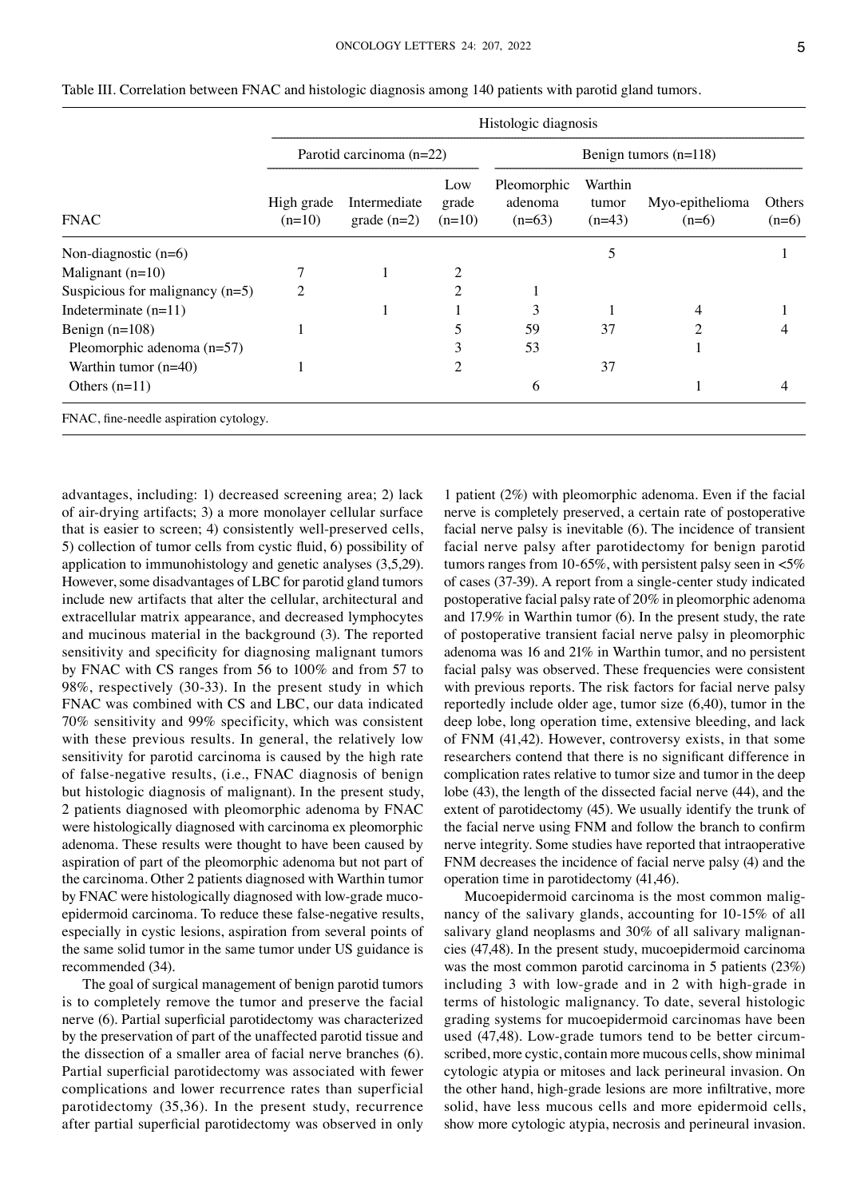Table III. Correlation between FNAC and histologic diagnosis among 140 patients with parotid gland tumors.

| | Histologic diagnosis | | | | | | |
|---|---|---|---|---|---|---|---|
| | Parotid carcinoma (n=22) | | | Benign tumors (n=118) | | | |
| FNAC | High grade (n=10) | Intermediate grade (n=2) | Low grade (n=10) | Pleomorphic adenoma (n=63) | Warthin tumor (n=43) | Myo-epithelioma (n=6) | Others (n=6) |
| Non-diagnostic (n=6) | | | | | 5 | | 1 |
| Malignant (n=10) | 7 | 1 | 2 | | | | |
| Suspicious for malignancy (n=5) | 2 | | 2 | 1 | | | |
| Indeterminate (n=11) | | 1 | 1 | 3 | 1 | 4 | 1 |
| Benign (n=108) | 1 | | 5 | 59 | 37 | 2 | 4 |
| Pleomorphic adenoma (n=57) | | | 3 | 53 | | 1 | |
| Warthin tumor (n=40) | 1 | | 2 | | 37 | | |
| Others (n=11) | | | | 6 | | 1 | 4 |

FNAC, fine-needle aspiration cytology.

advantages, including: 1) decreased screening area; 2) lack of air-drying artifacts; 3) a more monolayer cellular surface that is easier to screen; 4) consistently well-preserved cells, 5) collection of tumor cells from cystic fluid, 6) possibility of application to immunohistology and genetic analyses (3,5,29). However, some disadvantages of LBC for parotid gland tumors include new artifacts that alter the cellular, architectural and extracellular matrix appearance, and decreased lymphocytes and mucinous material in the background (3). The reported sensitivity and specificity for diagnosing malignant tumors by FNAC with CS ranges from 56 to 100% and from 57 to 98%, respectively (30-33). In the present study in which FNAC was combined with CS and LBC, our data indicated 70% sensitivity and 99% specificity, which was consistent with these previous results. In general, the relatively low sensitivity for parotid carcinoma is caused by the high rate of false-negative results, (i.e., FNAC diagnosis of benign but histologic diagnosis of malignant). In the present study, 2 patients diagnosed with pleomorphic adenoma by FNAC were histologically diagnosed with carcinoma ex pleomorphic adenoma. These results were thought to have been caused by aspiration of part of the pleomorphic adenoma but not part of the carcinoma. Other 2 patients diagnosed with Warthin tumor by FNAC were histologically diagnosed with low-grade mucoepidermoid carcinoma. To reduce these false-negative results, especially in cystic lesions, aspiration from several points of the same solid tumor in the same tumor under US guidance is recommended (34).

The goal of surgical management of benign parotid tumors is to completely remove the tumor and preserve the facial nerve (6). Partial superficial parotidectomy was characterized by the preservation of part of the unaffected parotid tissue and the dissection of a smaller area of facial nerve branches (6). Partial superficial parotidectomy was associated with fewer complications and lower recurrence rates than superficial parotidectomy (35,36). In the present study, recurrence after partial superficial parotidectomy was observed in only 1 patient (2%) with pleomorphic adenoma. Even if the facial nerve is completely preserved, a certain rate of postoperative facial nerve palsy is inevitable (6). The incidence of transient facial nerve palsy after parotidectomy for benign parotid tumors ranges from 10-65%, with persistent palsy seen in <5% of cases (37-39). A report from a single-center study indicated postoperative facial palsy rate of 20% in pleomorphic adenoma and 17.9% in Warthin tumor (6). In the present study, the rate of postoperative transient facial nerve palsy in pleomorphic adenoma was 16 and 21% in Warthin tumor, and no persistent facial palsy was observed. These frequencies were consistent with previous reports. The risk factors for facial nerve palsy reportedly include older age, tumor size (6,40), tumor in the deep lobe, long operation time, extensive bleeding, and lack of FNM (41,42). However, controversy exists, in that some researchers contend that there is no significant difference in complication rates relative to tumor size and tumor in the deep lobe (43), the length of the dissected facial nerve (44), and the extent of parotidectomy (45). We usually identify the trunk of the facial nerve using FNM and follow the branch to confirm nerve integrity. Some studies have reported that intraoperative FNM decreases the incidence of facial nerve palsy (4) and the operation time in parotidectomy (41,46).

Mucoepidermoid carcinoma is the most common malignancy of the salivary glands, accounting for 10-15% of all salivary gland neoplasms and 30% of all salivary malignancies (47,48). In the present study, mucoepidermoid carcinoma was the most common parotid carcinoma in 5 patients (23%) including 3 with low-grade and in 2 with high-grade in terms of histologic malignancy. To date, several histologic grading systems for mucoepidermoid carcinomas have been used (47,48). Low-grade tumors tend to be better circumscribed, more cystic, contain more mucous cells, show minimal cytologic atypia or mitoses and lack perineural invasion. On the other hand, high-grade lesions are more infiltrative, more solid, have less mucous cells and more epidermoid cells, show more cytologic atypia, necrosis and perineural invasion.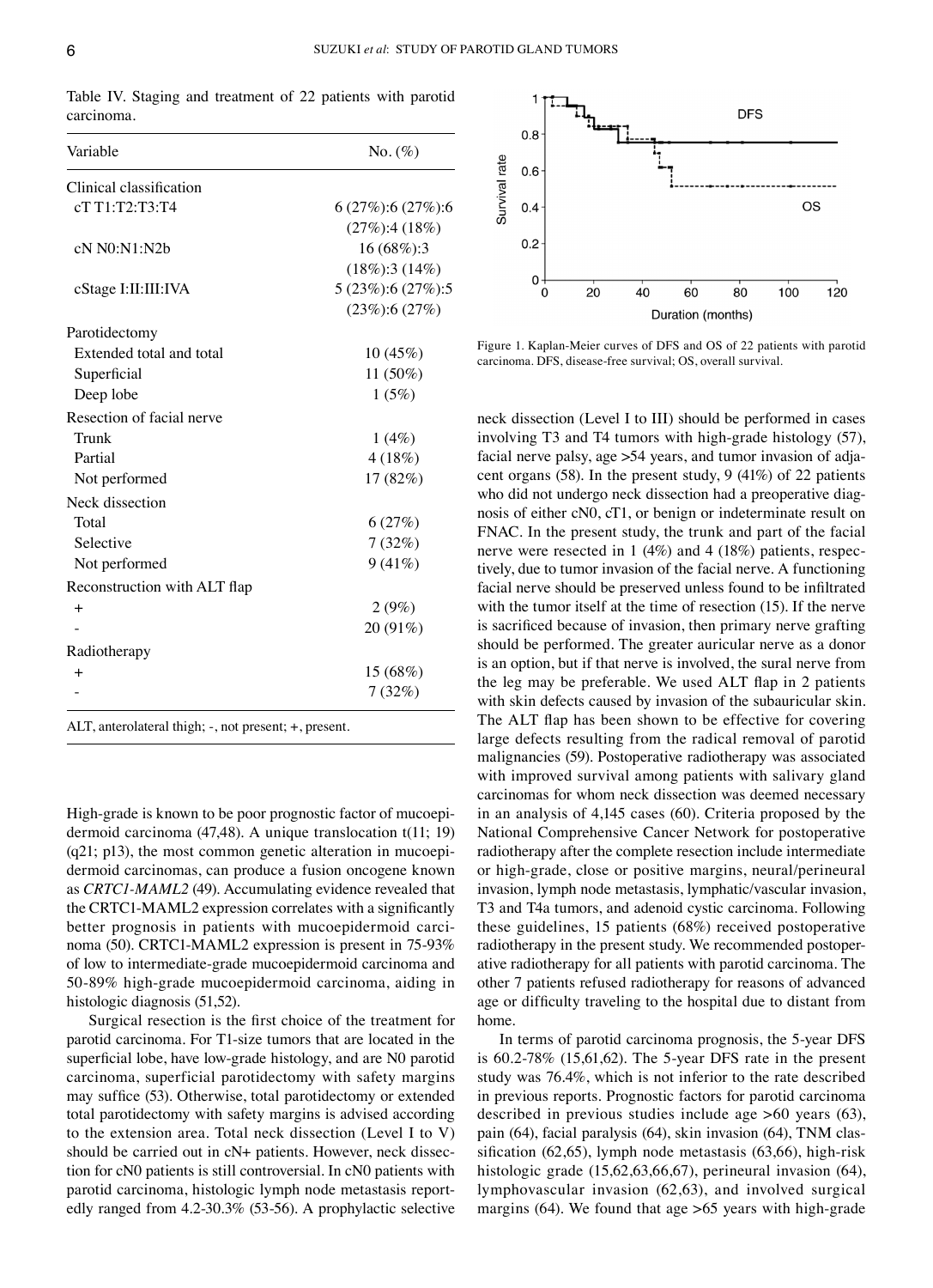Table IV. Staging and treatment of 22 patients with parotid carcinoma.

| Variable | No. (%) |
|---|---|
| Clinical classification | |
| cT T1:T2:T3:T4 | 6 (27%):6 (27%):6 (27%):4 (18%) |
| cN N0:N1:N2b | 16 (68%):3 (18%):3 (14%) |
| cStage I:II:III:IVA | 5 (23%):6 (27%):5 (23%):6 (27%) |
| Parotidectomy | |
| Extended total and total | 10 (45%) |
| Superficial | 11 (50%) |
| Deep lobe | 1 (5%) |
| Resection of facial nerve | |
| Trunk | 1 (4%) |
| Partial | 4 (18%) |
| Not performed | 17 (82%) |
| Neck dissection | |
| Total | 6 (27%) |
| Selective | 7 (32%) |
| Not performed | 9 (41%) |
| Reconstruction with ALT flap | |
| + | 2 (9%) |
| - | 20 (91%) |
| Radiotherapy | |
| + | 15 (68%) |
| - | 7 (32%) |

ALT, anterolateral thigh; -, not present; +, present.

High-grade is known to be poor prognostic factor of mucoepidermoid carcinoma (47,48). A unique translocation t(11; 19) (q21; p13), the most common genetic alteration in mucoepidermoid carcinomas, can produce a fusion oncogene known as *CRTC1-MAML2* (49). Accumulating evidence revealed that the CRTC1-MAML2 expression correlates with a significantly better prognosis in patients with mucoepidermoid carcinoma (50). CRTC1-MAML2 expression is present in 75-93% of low to intermediate-grade mucoepidermoid carcinoma and 50-89% high-grade mucoepidermoid carcinoma, aiding in histologic diagnosis (51,52).

Surgical resection is the first choice of the treatment for parotid carcinoma. For T1-size tumors that are located in the superficial lobe, have low-grade histology, and are N0 parotid carcinoma, superficial parotidectomy with safety margins may suffice (53). Otherwise, total parotidectomy or extended total parotidectomy with safety margins is advised according to the extension area. Total neck dissection (Level I to V) should be carried out in cN+ patients. However, neck dissection for cN0 patients is still controversial. In cN0 patients with parotid carcinoma, histologic lymph node metastasis reportedly ranged from 4.2-30.3% (53-56). A prophylactic selective

Figure 1. Kaplan-Meier curves of DFS and OS of 22 patients with parotid carcinoma. DFS, disease-free survival; OS, overall survival.

neck dissection (Level I to III) should be performed in cases involving T3 and T4 tumors with high-grade histology (57), facial nerve palsy, age >54 years, and tumor invasion of adjacent organs (58). In the present study, 9 (41%) of 22 patients who did not undergo neck dissection had a preoperative diagnosis of either cN0, cT1, or benign or indeterminate result on FNAC. In the present study, the trunk and part of the facial nerve were resected in 1 (4%) and 4 (18%) patients, respectively, due to tumor invasion of the facial nerve. A functioning facial nerve should be preserved unless found to be infiltrated with the tumor itself at the time of resection (15). If the nerve is sacrificed because of invasion, then primary nerve grafting should be performed. The greater auricular nerve as a donor is an option, but if that nerve is involved, the sural nerve from the leg may be preferable. We used ALT flap in 2 patients with skin defects caused by invasion of the subauricular skin. The ALT flap has been shown to be effective for covering large defects resulting from the radical removal of parotid malignancies (59). Postoperative radiotherapy was associated with improved survival among patients with salivary gland carcinomas for whom neck dissection was deemed necessary in an analysis of 4,145 cases (60). Criteria proposed by the National Comprehensive Cancer Network for postoperative radiotherapy after the complete resection include intermediate or high-grade, close or positive margins, neural/perineural invasion, lymph node metastasis, lymphatic/vascular invasion, T3 and T4a tumors, and adenoid cystic carcinoma. Following these guidelines, 15 patients (68%) received postoperative radiotherapy in the present study. We recommended postoperative radiotherapy for all patients with parotid carcinoma. The other 7 patients refused radiotherapy for reasons of advanced age or difficulty traveling to the hospital due to distant from home.

In terms of parotid carcinoma prognosis, the 5-year DFS is 60.2-78% (15,61,62). The 5-year DFS rate in the present study was 76.4%, which is not inferior to the rate described in previous reports. Prognostic factors for parotid carcinoma described in previous studies include age >60 years (63), pain (64), facial paralysis (64), skin invasion (64), TNM classification (62,65), lymph node metastasis (63,66), high-risk histologic grade (15,62,63,66,67), perineural invasion (64), lymphovascular invasion (62,63), and involved surgical margins (64). We found that age >65 years with high-grade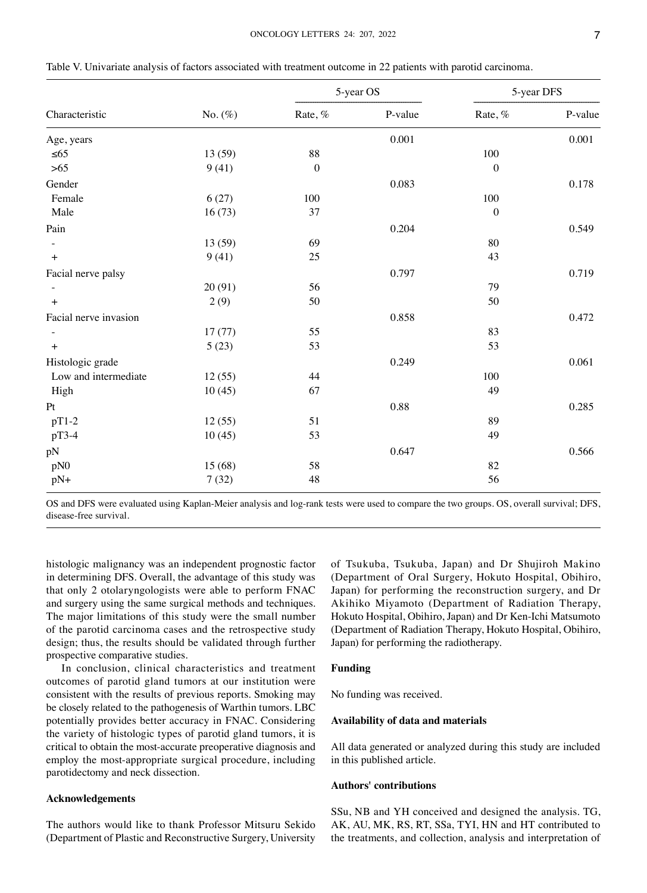Table V. Univariate analysis of factors associated with treatment outcome in 22 patients with parotid carcinoma.

| Characteristic | No. (%) | 5-year OS | | 5-year DFS | |
|---|---|---|---|---|---|
| | | Rate, % | P-value | Rate, % | P-value |
| Age, years | | | 0.001 | | 0.001 |
| ≤65 | 13 (59) | 88 | | 100 | |
| >65 | 9 (41) | 0 | | 0 | |
| Gender | | | 0.083 | | 0.178 |
| Female | 6 (27) | 100 | | 100 | |
| Male | 16 (73) | 37 | | 0 | |
| Pain | | | 0.204 | | 0.549 |
| - | 13 (59) | 69 | | 80 | |
| + | 9 (41) | 25 | | 43 | |
| Facial nerve palsy | | | 0.797 | | 0.719 |
| - | 20 (91) | 56 | | 79 | |
| + | 2 (9) | 50 | | 50 | |
| Facial nerve invasion | | | 0.858 | | 0.472 |
| - | 17 (77) | 55 | | 83 | |
| + | 5 (23) | 53 | | 53 | |
| Histologic grade | | | 0.249 | | 0.061 |
| Low and intermediate | 12 (55) | 44 | | 100 | |
| High | 10 (45) | 67 | | 49 | |
| Pt | | | 0.88 | | 0.285 |
| pT1-2 | 12 (55) | 51 | | 89 | |
| pT3-4 | 10 (45) | 53 | | 49 | |
| pN | | | 0.647 | | 0.566 |
| pN0 | 15 (68) | 58 | | 82 | |
| pN+ | 7 (32) | 48 | | 56 | |

OS and DFS were evaluated using Kaplan-Meier analysis and log-rank tests were used to compare the two groups. OS, overall survival; DFS, disease-free survival.

histologic malignancy was an independent prognostic factor in determining DFS. Overall, the advantage of this study was that only 2 otolaryngologists were able to perform FNAC and surgery using the same surgical methods and techniques. The major limitations of this study were the small number of the parotid carcinoma cases and the retrospective study design; thus, the results should be validated through further prospective comparative studies.

In conclusion, clinical characteristics and treatment outcomes of parotid gland tumors at our institution were consistent with the results of previous reports. Smoking may be closely related to the pathogenesis of Warthin tumors. LBC potentially provides better accuracy in FNAC. Considering the variety of histologic types of parotid gland tumors, it is critical to obtain the most-accurate preoperative diagnosis and employ the most-appropriate surgical procedure, including parotidectomy and neck dissection.

## Acknowledgements

The authors would like to thank Professor Mitsuru Sekido (Department of Plastic and Reconstructive Surgery, University of Tsukuba, Tsukuba, Japan) and Dr Shujiroh Makino (Department of Oral Surgery, Hokuto Hospital, Obihiro, Japan) for performing the reconstruction surgery, and Dr Akihiko Miyamoto (Department of Radiation Therapy, Hokuto Hospital, Obihiro, Japan) and Dr Ken-Ichi Matsumoto (Department of Radiation Therapy, Hokuto Hospital, Obihiro, Japan) for performing the radiotherapy.

## Funding

No funding was received.

## Availability of data and materials

All data generated or analyzed during this study are included in this published article.

## Authors' contributions

SSu, NB and YH conceived and designed the analysis. TG, AK, AU, MK, RS, RT, SSa, TYI, HN and HT contributed to the treatments, and collection, analysis and interpretation of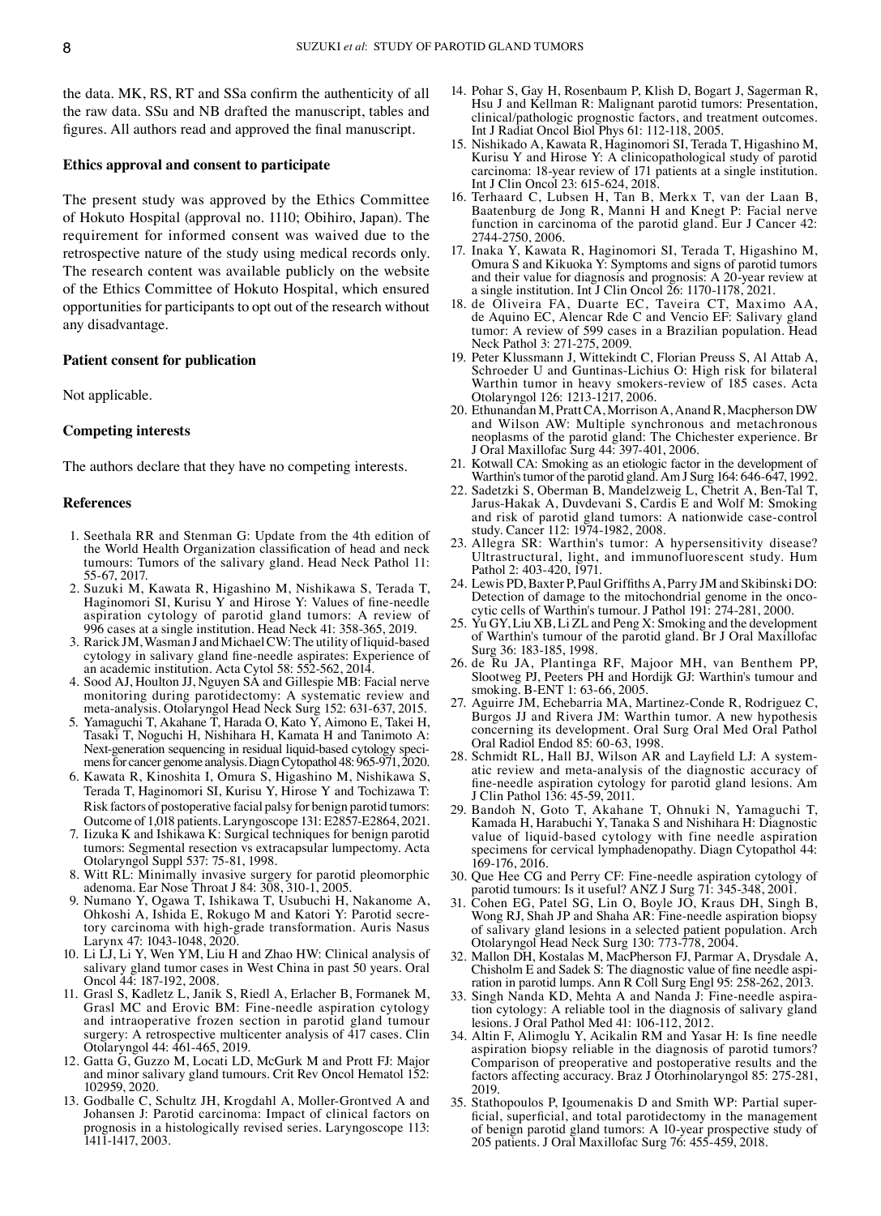the data. MK, RS, RT and SSa confirm the authenticity of all the raw data. SSu and NB drafted the manuscript, tables and figures. All authors read and approved the final manuscript.

### Ethics approval and consent to participate

The present study was approved by the Ethics Committee of Hokuto Hospital (approval no. 1110; Obihiro, Japan). The requirement for informed consent was waived due to the retrospective nature of the study using medical records only. The research content was available publicly on the website of the Ethics Committee of Hokuto Hospital, which ensured opportunities for participants to opt out of the research without any disadvantage.

### Patient consent for publication

Not applicable.

### Competing interests

The authors declare that they have no competing interests.

### References

1. Seethala RR and Stenman G: Update from the 4th edition of the World Health Organization classification of head and neck tumours: Tumors of the salivary gland. Head Neck Pathol 11: 55-67, 2017.
2. Suzuki M, Kawata R, Higashino M, Nishikawa S, Terada T, Haginomori SI, Kurisu Y and Hirose Y: Values of fine-needle aspiration cytology of parotid gland tumors: A review of 996 cases at a single institution. Head Neck 41: 358-365, 2019.
3. Rarick JM, Wasman J and Michael CW: The utility of liquid-based cytology in salivary gland fine-needle aspirates: Experience of an academic institution. Acta Cytol 58: 552-562, 2014.
4. Sood AJ, Houlton JJ, Nguyen SA and Gillespie MB: Facial nerve monitoring during parotidectomy: A systematic review and meta-analysis. Otolaryngol Head Neck Surg 152: 631-637, 2015.
5. Yamaguchi T, Akahane T, Harada O, Kato Y, Aimono E, Takei H, Tasaki T, Noguchi H, Nishihara H, Kamata H and Tanimoto A: Next-generation sequencing in residual liquid-based cytology specimens for cancer genome analysis. Diagn Cytopathol 48: 965-971, 2020.
6. Kawata R, Kinoshita I, Omura S, Higashino M, Nishikawa S, Terada T, Haginomori SI, Kurisu Y, Hirose Y and Tochizawa T: Risk factors of postoperative facial palsy for benign parotid tumors: Outcome of 1,018 patients. Laryngoscope 131: E2857-E2864, 2021.
7. Iizuka K and Ishikawa K: Surgical techniques for benign parotid tumors: Segmental resection vs extracapsular lumpectomy. Acta Otolaryngol Suppl 537: 75-81, 1998.
8. Witt RL: Minimally invasive surgery for parotid pleomorphic adenoma. Ear Nose Throat J 84: 308, 310-1, 2005.
9. Numano Y, Ogawa T, Ishikawa T, Usubuchi H, Nakanome A, Ohkoshi A, Ishida E, Rokugo M and Katori Y: Parotid secretory carcinoma with high-grade transformation. Auris Nasus Larynx 47: 1043-1048, 2020.
10. Li LJ, Li Y, Wen YM, Liu H and Zhao HW: Clinical analysis of salivary gland tumor cases in West China in past 50 years. Oral Oncol 44: 187-192, 2008.
11. Grasl S, Kadletz L, Janik S, Riedl A, Erlacher B, Formanek M, Grasl MC and Erovic BM: Fine-needle aspiration cytology and intraoperative frozen section in parotid gland tumour surgery: A retrospective multicenter analysis of 417 cases. Clin Otolaryngol 44: 461-465, 2019.
12. Gatta G, Guzzo M, Locati LD, McGurk M and Prott FJ: Major and minor salivary gland tumours. Crit Rev Oncol Hematol 152: 102959, 2020.
13. Godballe C, Schultz JH, Krogdahl A, Moller-Grontved A and Johansen J: Parotid carcinoma: Impact of clinical factors on prognosis in a histologically revised series. Laryngoscope 113: 1411-1417, 2003.
14. Pohar S, Gay H, Rosenbaum P, Klish D, Bogart J, Sagerman R, Hsu J and Kellman R: Malignant parotid tumors: Presentation, clinical/pathologic prognostic factors, and treatment outcomes. Int J Radiat Oncol Biol Phys 61: 112-118, 2005.
15. Nishikado A, Kawata R, Haginomori SI, Terada T, Higashino M, Kurisu Y and Hirose Y: A clinicopathological study of parotid carcinoma: 18-year review of 171 patients at a single institution. Int J Clin Oncol 23: 615-624, 2018.
16. Terhaard C, Lubsen H, Tan B, Merkx T, van der Laan B, Baatenburg de Jong R, Manni H and Knegt P: Facial nerve function in carcinoma of the parotid gland. Eur J Cancer 42: 2744-2750, 2006.
17. Inaka Y, Kawata R, Haginomori SI, Terada T, Higashino M, Omura S and Kikuoka Y: Symptoms and signs of parotid tumors and their value for diagnosis and prognosis: A 20-year review at a single institution. Int J Clin Oncol 26: 1170-1178, 2021.
18. de Oliveira FA, Duarte EC, Taveira CT, Maximo AA, de Aquino EC, Alencar Rde C and Vencio EF: Salivary gland tumor: A review of 599 cases in a Brazilian population. Head Neck Pathol 3: 271-275, 2009.
19. Peter Klussmann J, Wittekindt C, Florian Preuss S, Al Attab A, Schroeder U and Guntinas-Lichius O: High risk for bilateral Warthin tumor in heavy smokers-review of 185 cases. Acta Otolaryngol 126: 1213-1217, 2006.
20. Ethunandan M, Pratt CA, Morrison A, Anand R, Macpherson DW and Wilson AW: Multiple synchronous and metachronous neoplasms of the parotid gland: The Chichester experience. Br J Oral Maxillofac Surg 44: 397-401, 2006.
21. Kotwall CA: Smoking as an etiologic factor in the development of Warthin's tumor of the parotid gland. Am J Surg 164: 646-647, 1992.
22. Sadetzki S, Oberman B, Mandelzweig L, Chetrit A, Ben-Tal T, Jarus-Hakak A, Duvdevani S, Cardis E and Wolf M: Smoking and risk of parotid gland tumors: A nationwide case-control study. Cancer 112: 1974-1982, 2008.
23. Allegra SR: Warthin's tumor: A hypersensitivity disease? Ultrastructural, light, and immunofluorescent study. Hum Pathol 2: 403-420, 1971.
24. Lewis PD, Baxter P, Paul Griffiths A, Parry JM and Skibinski DO: Detection of damage to the mitochondrial genome in the oncocytic cells of Warthin's tumour. J Pathol 191: 274-281, 2000.
25. Yu GY, Liu XB, Li ZL and Peng X: Smoking and the development of Warthin's tumour of the parotid gland. Br J Oral Maxillofac Surg 36: 183-185, 1998.
26. de Ru JA, Plantinga RF, Majoor MH, van Benthem PP, Slootweg PJ, Peeters PH and Hordijk GJ: Warthin's tumour and smoking. B-ENT 1: 63-66, 2005.
27. Aguirre JM, Echebarria MA, Martinez-Conde R, Rodriguez C, Burgos JJ and Rivera JM: Warthin tumor. A new hypothesis concerning its development. Oral Surg Oral Med Oral Pathol Oral Radiol Endod 85: 60-63, 1998.
28. Schmidt RL, Hall BJ, Wilson AR and Layfield LJ: A systematic review and meta-analysis of the diagnostic accuracy of fine-needle aspiration cytology for parotid gland lesions. Am J Clin Pathol 136: 45-59, 2011.
29. Bandoh N, Goto T, Akahane T, Ohnuki N, Yamaguchi T, Kamada H, Harabuchi Y, Tanaka S and Nishihara H: Diagnostic value of liquid-based cytology with fine needle aspiration specimens for cervical lymphadenopathy. Diagn Cytopathol 44: 169-176, 2016.
30. Que Hee CG and Perry CF: Fine-needle aspiration cytology of parotid tumours: Is it useful? ANZ J Surg 71: 345-348, 2001.
31. Cohen EG, Patel SG, Lin O, Boyle JO, Kraus DH, Singh B, Wong RJ, Shah JP and Shaha AR: Fine-needle aspiration biopsy of salivary gland lesions in a selected patient population. Arch Otolaryngol Head Neck Surg 130: 773-778, 2004.
32. Mallon DH, Kostalas M, MacPherson FJ, Parmar A, Drysdale A, Chisholm E and Sadek S: The diagnostic value of fine needle aspiration in parotid lumps. Ann R Coll Surg Engl 95: 258-262, 2013.
33. Singh Nanda KD, Mehta A and Nanda J: Fine-needle aspiration cytology: A reliable tool in the diagnosis of salivary gland lesions. J Oral Pathol Med 41: 106-112, 2012.
34. Altin F, Alimoglu Y, Acikalin RM and Yasar H: Is fine needle aspiration biopsy reliable in the diagnosis of parotid tumors? Comparison of preoperative and postoperative results and the factors affecting accuracy. Braz J Otorhinolaryngol 85: 275-281, 2019.
35. Stathopoulos P, Igoumenakis D and Smith WP: Partial superficial, superficial, and total parotidectomy in the management of benign parotid gland tumors: A 10-year prospective study of 205 patients. J Oral Maxillofac Surg 76: 455-459, 2018.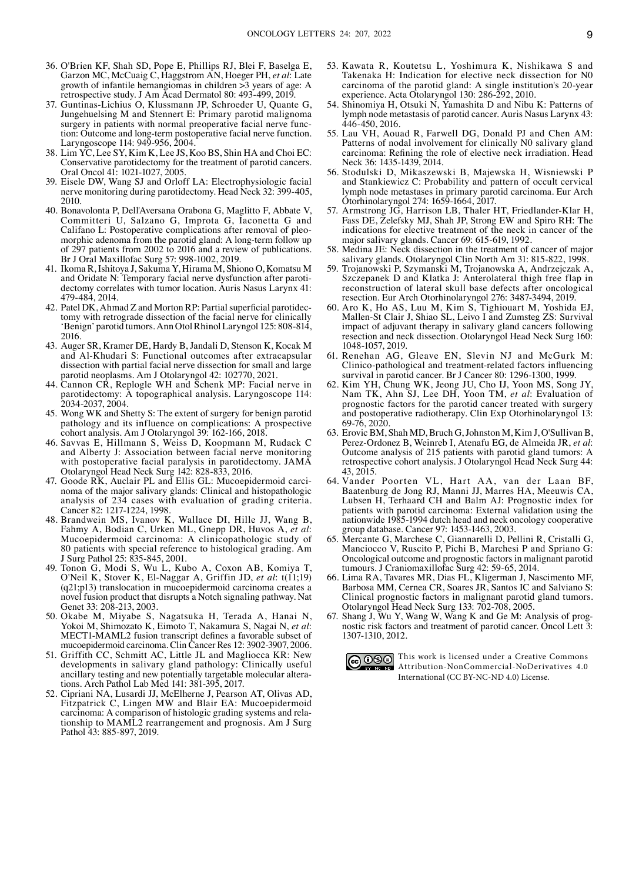36. O'Brien KF, Shah SD, Pope E, Phillips RJ, Blei F, Baselga E, Garzon MC, McCuaig C, Haggstrom AN, Hoeger PH, *et al*: Late growth of infantile hemangiomas in children >3 years of age: A retrospective study. J Am Acad Dermatol 80: 493-499, 2019.
37. Guntinas-Lichius O, Klussmann JP, Schroeder U, Quante G, Jungehuelsing M and Stennert E: Primary parotid malignoma surgery in patients with normal preoperative facial nerve function: Outcome and long-term postoperative facial nerve function. Laryngoscope 114: 949-956, 2004.
38. Lim YC, Lee SY, Kim K, Lee JS, Koo BS, Shin HA and Choi EC: Conservative parotidectomy for the treatment of parotid cancers. Oral Oncol 41: 1021-1027, 2005.
39. Eisele DW, Wang SJ and Orloff LA: Electrophysiologic facial nerve monitoring during parotidectomy. Head Neck 32: 399-405, 2010.
40. Bonavolonta P, Dell'Aversana Orabona G, Maglitto F, Abbate V, Committeri U, Salzano G, Improta G, Iaconetta G and Califano L: Postoperative complications after removal of pleomorphic adenoma from the parotid gland: A long-term follow up of 297 patients from 2002 to 2016 and a review of publications. Br J Oral Maxillofac Surg 57: 998-1002, 2019.
41. Ikoma R, Ishitoya J, Sakuma Y, Hirama M, Shiono O, Komatsu M and Oridate N: Temporary facial nerve dysfunction after parotidectomy correlates with tumor location. Auris Nasus Larynx 41: 479-484, 2014.
42. Patel DK, Ahmad Z and Morton RP: Partial superficial parotidectomy with retrograde dissection of the facial nerve for clinically 'Benign' parotid tumors. Ann Otol Rhinol Laryngol 125: 808-814, 2016.
43. Auger SR, Kramer DE, Hardy B, Jandali D, Stenson K, Kocak M and Al-Khudari S: Functional outcomes after extracapsular dissection with partial facial nerve dissection for small and large parotid neoplasms. Am J Otolaryngol 42: 102770, 2021.
44. Cannon CR, Replogle WH and Schenk MP: Facial nerve in parotidectomy: A topographical analysis. Laryngoscope 114: 2034-2037, 2004.
45. Wong WK and Shetty S: The extent of surgery for benign parotid pathology and its influence on complications: A prospective cohort analysis. Am J Otolaryngol 39: 162-166, 2018.
46. Savvas E, Hillmann S, Weiss D, Koopmann M, Rudack C and Alberty J: Association between facial nerve monitoring with postoperative facial paralysis in parotidectomy. JAMA Otolaryngol Head Neck Surg 142: 828-833, 2016.
47. Goode RK, Auclair PL and Ellis GL: Mucoepidermoid carcinoma of the major salivary glands: Clinical and histopathologic analysis of 234 cases with evaluation of grading criteria. Cancer 82: 1217-1224, 1998.
48. Brandwein MS, Ivanov K, Wallace DI, Hille JJ, Wang B, Fahmy A, Bodian C, Urken ML, Gnepp DR, Huvos A, *et al*: Mucoepidermoid carcinoma: A clinicopathologic study of 80 patients with special reference to histological grading. Am J Surg Pathol 25: 835-845, 2001.
49. Tonon G, Modi S, Wu L, Kubo A, Coxon AB, Komiya T, O'Neil K, Stover K, El-Naggar A, Griffin JD, *et al*: t(11;19)(q21;p13) translocation in mucoepidermoid carcinoma creates a novel fusion product that disrupts a Notch signaling pathway. Nat Genet 33: 208-213, 2003.
50. Okabe M, Miyabe S, Nagatsuka H, Terada A, Hanai N, Yokoi M, Shimozato K, Eimoto T, Nakamura S, Nagai N, *et al*: MECT1-MAML2 fusion transcript defines a favorable subset of mucoepidermoid carcinoma. Clin Cancer Res 12: 3902-3907, 2006.
51. Griffith CC, Schmitt AC, Little JL and Magliocca KR: New developments in salivary gland pathology: Clinically useful ancillary testing and new potentially targetable molecular alterations. Arch Pathol Lab Med 141: 381-395, 2017.
52. Cipriani NA, Lusardi JJ, McElherne J, Pearson AT, Olivas AD, Fitzpatrick C, Lingen MW and Blair EA: Mucoepidermoid carcinoma: A comparison of histologic grading systems and relationship to MAML2 rearrangement and prognosis. Am J Surg Pathol 43: 885-897, 2019.
53. Kawata R, Koutetsu L, Yoshimura K, Nishikawa S and Takenaka H: Indication for elective neck dissection for N0 carcinoma of the parotid gland: A single institution's 20-year experience. Acta Otolaryngol 130: 286-292, 2010.
54. Shinomiya H, Otsuki N, Yamashita D and Nibu K: Patterns of lymph node metastasis of parotid cancer. Auris Nasus Larynx 43: 446-450, 2016.
55. Lau VH, Aouad R, Farwell DG, Donald PJ and Chen AM: Patterns of nodal involvement for clinically N0 salivary gland carcinoma: Refining the role of elective neck irradiation. Head Neck 36: 1435-1439, 2014.
56. Stodulski D, Mikaszewski B, Majewska H, Wisniewski P and Stankiewicz C: Probability and pattern of occult cervical lymph node metastases in primary parotid carcinoma. Eur Arch Otorhinolaryngol 274: 1659-1664, 2017.
57. Armstrong JG, Harrison LB, Thaler HT, Friedlander-Klar H, Fass DE, Zelefsky MJ, Shah JP, Strong EW and Spiro RH: The indications for elective treatment of the neck in cancer of the major salivary glands. Cancer 69: 615-619, 1992.
58. Medina JE: Neck dissection in the treatment of cancer of major salivary glands. Otolaryngol Clin North Am 31: 815-822, 1998.
59. Trojanowski P, Szymanski M, Trojanowska A, Andrzejczak A, Szczepanek D and Klatka J: Anterolateral thigh free flap in reconstruction of lateral skull base defects after oncological resection. Eur Arch Otorhinolaryngol 276: 3487-3494, 2019.
60. Aro K, Ho AS, Luu M, Kim S, Tighiouart M, Yoshida EJ, Mallen-St Clair J, Shiao SL, Leivo I and Zumsteg ZS: Survival impact of adjuvant therapy in salivary gland cancers following resection and neck dissection. Otolaryngol Head Neck Surg 160: 1048-1057, 2019.
61. Renehan AG, Gleave EN, Slevin NJ and McGurk M: Clinico-pathological and treatment-related factors influencing survival in parotid cancer. Br J Cancer 80: 1296-1300, 1999.
62. Kim YH, Chung WK, Jeong JU, Cho IJ, Yoon MS, Song JY, Nam TK, Ahn SJ, Lee DH, Yoon TM, *et al*: Evaluation of prognostic factors for the parotid cancer treated with surgery and postoperative radiotherapy. Clin Exp Otorhinolaryngol 13: 69-76, 2020.
63. Erovic BM, Shah MD, Bruch G, Johnston M, Kim J, O'Sullivan B, Perez-Ordonez B, Weinreb I, Atenafu EG, de Almeida JR, *et al*: Outcome analysis of 215 patients with parotid gland tumors: A retrospective cohort analysis. J Otolaryngol Head Neck Surg 44: 43, 2015.
64. Vander Poorten VL, Hart AA, van der Laan BF, Baatenburg de Jong RJ, Manni JJ, Marres HA, Meeuwis CA, Lubsen H, Terhaard CH and Balm AJ: Prognostic index for patients with parotid carcinoma: External validation using the nationwide 1985-1994 dutch head and neck oncology cooperative group database. Cancer 97: 1453-1463, 2003.
65. Mercante G, Marchese C, Giannarelli D, Pellini R, Cristalli G, Manciocco V, Ruscito P, Pichi B, Marchesi P and Spriano G: Oncological outcome and prognostic factors in malignant parotid tumours. J Craniomaxillofac Surg 42: 59-65, 2014.
66. Lima RA, Tavares MR, Dias FL, Kligerman J, Nascimento MF, Barbosa MM, Cernea CR, Soares JR, Santos IC and Salviano S: Clinical prognostic factors in malignant parotid gland tumors. Otolaryngol Head Neck Surg 133: 702-708, 2005.
67. Shang J, Wu Y, Wang W, Wang K and Ge M: Analysis of prognostic risk factors and treatment of parotid cancer. Oncol Lett 3: 1307-1310, 2012.

This work is licensed under a Creative Commons Attribution-NonCommercial-NoDerivatives 4.0 International (CC BY-NC-ND 4.0) License.